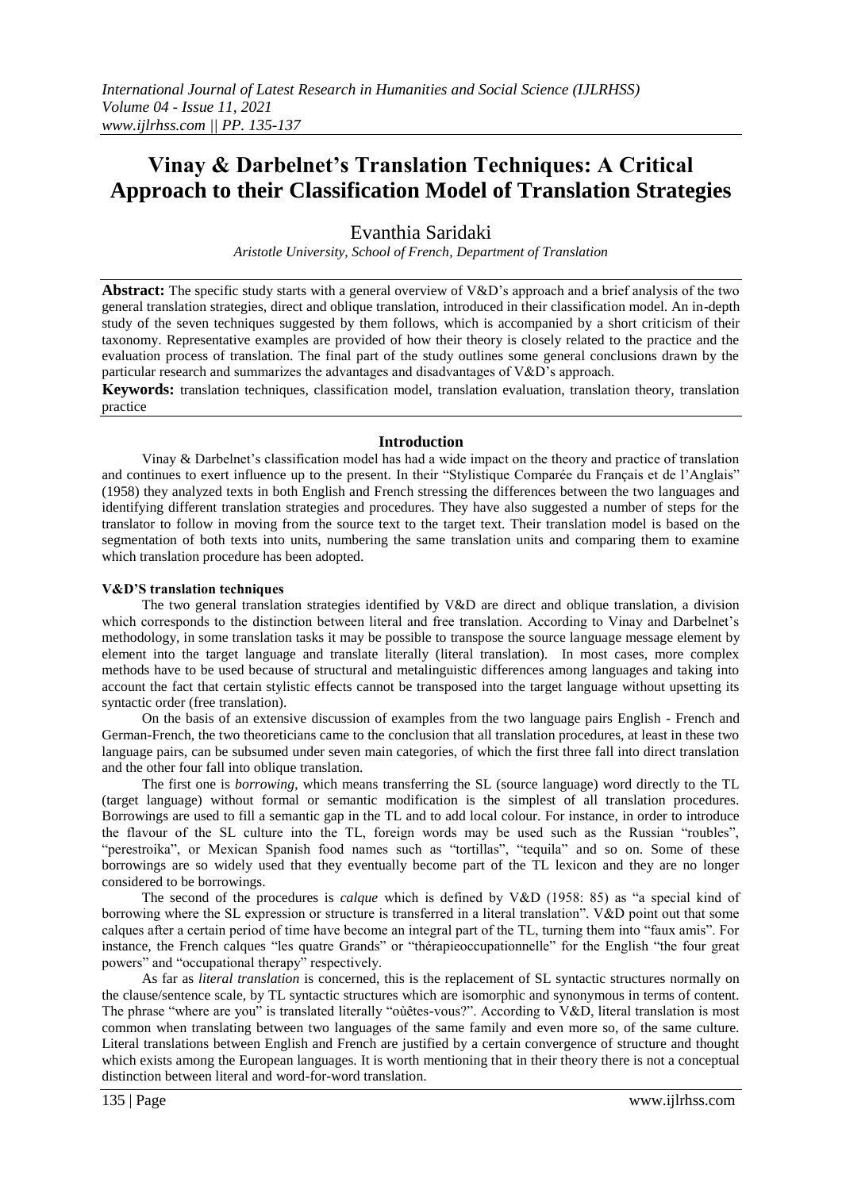# Vinay & Darbelnet's Translation Techniques: A Critical Approach to their Classification Model of Translation Strategies

Evanthia Saridaki

*Aristotle University, School of French, Department of Translation*

**Abstract:** The specific study starts with a general overview of V&D's approach and a brief analysis of the two general translation strategies, direct and oblique translation, introduced in their classification model. An in-depth study of the seven techniques suggested by them follows, which is accompanied by a short criticism of their taxonomy. Representative examples are provided of how their theory is closely related to the practice and the evaluation process of translation. The final part of the study outlines some general conclusions drawn by the particular research and summarizes the advantages and disadvantages of V&D's approach.

**Keywords:** translation techniques, classification model, translation evaluation, translation theory, translation practice

## Introduction

Vinay & Darbelnet's classification model has had a wide impact on the theory and practice of translation and continues to exert influence up to the present. In their "Stylistique Comparée du Français et de l'Anglais" (1958) they analyzed texts in both English and French stressing the differences between the two languages and identifying different translation strategies and procedures. They have also suggested a number of steps for the translator to follow in moving from the source text to the target text. Their translation model is based on the segmentation of both texts into units, numbering the same translation units and comparing them to examine which translation procedure has been adopted.

### V&D'S translation techniques

The two general translation strategies identified by V&D are direct and oblique translation, a division which corresponds to the distinction between literal and free translation. According to Vinay and Darbelnet's methodology, in some translation tasks it may be possible to transpose the source language message element by element into the target language and translate literally (literal translation). In most cases, more complex methods have to be used because of structural and metalinguistic differences among languages and taking into account the fact that certain stylistic effects cannot be transposed into the target language without upsetting its syntactic order (free translation).

On the basis of an extensive discussion of examples from the two language pairs English - French and German-French, the two theoreticians came to the conclusion that all translation procedures, at least in these two language pairs, can be subsumed under seven main categories, of which the first three fall into direct translation and the other four fall into oblique translation.

The first one is *borrowing*, which means transferring the SL (source language) word directly to the TL (target language) without formal or semantic modification is the simplest of all translation procedures. Borrowings are used to fill a semantic gap in the TL and to add local colour. For instance, in order to introduce the flavour of the SL culture into the TL, foreign words may be used such as the Russian "roubles", "perestroika", or Mexican Spanish food names such as "tortillas", "tequila" and so on. Some of these borrowings are so widely used that they eventually become part of the TL lexicon and they are no longer considered to be borrowings.

The second of the procedures is *calque* which is defined by V&D (1958: 85) as "a special kind of borrowing where the SL expression or structure is transferred in a literal translation". V&D point out that some calques after a certain period of time have become an integral part of the TL, turning them into "faux amis". For instance, the French calques "les quatre Grands" or "thérapieoccupationnelle" for the English "the four great powers" and "occupational therapy" respectively.

As far as *literal translation* is concerned, this is the replacement of SL syntactic structures normally on the clause/sentence scale, by TL syntactic structures which are isomorphic and synonymous in terms of content. The phrase "where are you" is translated literally "oùêtes-vous?". According to V&D, literal translation is most common when translating between two languages of the same family and even more so, of the same culture. Literal translations between English and French are justified by a certain convergence of structure and thought which exists among the European languages. It is worth mentioning that in their theory there is not a conceptual distinction between literal and word-for-word translation.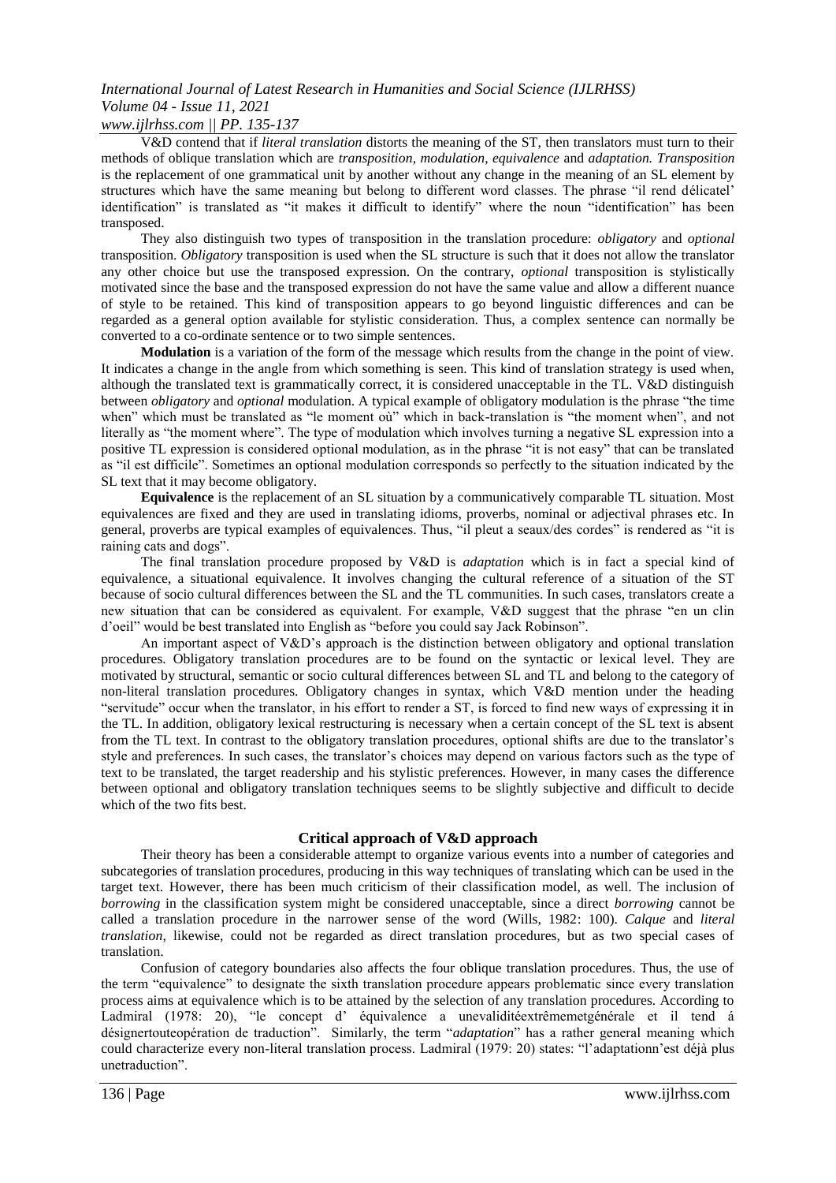V&D contend that if *literal translation* distorts the meaning of the ST, then translators must turn to their methods of oblique translation which are *transposition, modulation, equivalence* and *adaptation. Transposition* is the replacement of one grammatical unit by another without any change in the meaning of an SL element by structures which have the same meaning but belong to different word classes. The phrase "il rend délicatel' identification" is translated as "it makes it difficult to identify" where the noun "identification" has been transposed.

They also distinguish two types of transposition in the translation procedure: *obligatory* and *optional* transposition. *Obligatory* transposition is used when the SL structure is such that it does not allow the translator any other choice but use the transposed expression. On the contrary, *optional* transposition is stylistically motivated since the base and the transposed expression do not have the same value and allow a different nuance of style to be retained. This kind of transposition appears to go beyond linguistic differences and can be regarded as a general option available for stylistic consideration. Thus, a complex sentence can normally be converted to a co-ordinate sentence or to two simple sentences.

**Modulation** is a variation of the form of the message which results from the change in the point of view. It indicates a change in the angle from which something is seen. This kind of translation strategy is used when, although the translated text is grammatically correct, it is considered unacceptable in the TL. V&D distinguish between *obligatory* and *optional* modulation. A typical example of obligatory modulation is the phrase "the time when" which must be translated as "le moment où" which in back-translation is "the moment when", and not literally as "the moment where". The type of modulation which involves turning a negative SL expression into a positive TL expression is considered optional modulation, as in the phrase "it is not easy" that can be translated as "il est difficile". Sometimes an optional modulation corresponds so perfectly to the situation indicated by the SL text that it may become obligatory.

**Equivalence** is the replacement of an SL situation by a communicatively comparable TL situation. Most equivalences are fixed and they are used in translating idioms, proverbs, nominal or adjectival phrases etc. In general, proverbs are typical examples of equivalences. Thus, "il pleut a seaux/des cordes" is rendered as "it is raining cats and dogs".

The final translation procedure proposed by V&D is *adaptation* which is in fact a special kind of equivalence, a situational equivalence. It involves changing the cultural reference of a situation of the ST because of socio cultural differences between the SL and the TL communities. In such cases, translators create a new situation that can be considered as equivalent. For example, V&D suggest that the phrase "en un clin d'oeil" would be best translated into English as "before you could say Jack Robinson".

An important aspect of V&D's approach is the distinction between obligatory and optional translation procedures. Obligatory translation procedures are to be found on the syntactic or lexical level. They are motivated by structural, semantic or socio cultural differences between SL and TL and belong to the category of non-literal translation procedures. Obligatory changes in syntax, which V&D mention under the heading "servitude" occur when the translator, in his effort to render a ST, is forced to find new ways of expressing it in the TL. In addition, obligatory lexical restructuring is necessary when a certain concept of the SL text is absent from the TL text. In contrast to the obligatory translation procedures, optional shifts are due to the translator's style and preferences. In such cases, the translator's choices may depend on various factors such as the type of text to be translated, the target readership and his stylistic preferences. However, in many cases the difference between optional and obligatory translation techniques seems to be slightly subjective and difficult to decide which of the two fits best.

## Critical approach of V&D approach

Their theory has been a considerable attempt to organize various events into a number of categories and subcategories of translation procedures, producing in this way techniques of translating which can be used in the target text. However, there has been much criticism of their classification model, as well. The inclusion of *borrowing* in the classification system might be considered unacceptable, since a direct *borrowing* cannot be called a translation procedure in the narrower sense of the word (Wills, 1982: 100). *Calque* and *literal translation*, likewise, could not be regarded as direct translation procedures, but as two special cases of translation.

Confusion of category boundaries also affects the four oblique translation procedures. Thus, the use of the term "equivalence" to designate the sixth translation procedure appears problematic since every translation process aims at equivalence which is to be attained by the selection of any translation procedures. According to Ladmiral (1978: 20), "le concept d' équivalence a unevaliditéextrêmemetgénérale et il tend á désignertouteopération de traduction". Similarly, the term "*adaptation*" has a rather general meaning which could characterize every non-literal translation process. Ladmiral (1979: 20) states: "l'adaptationn'est déjà plus unetraduction".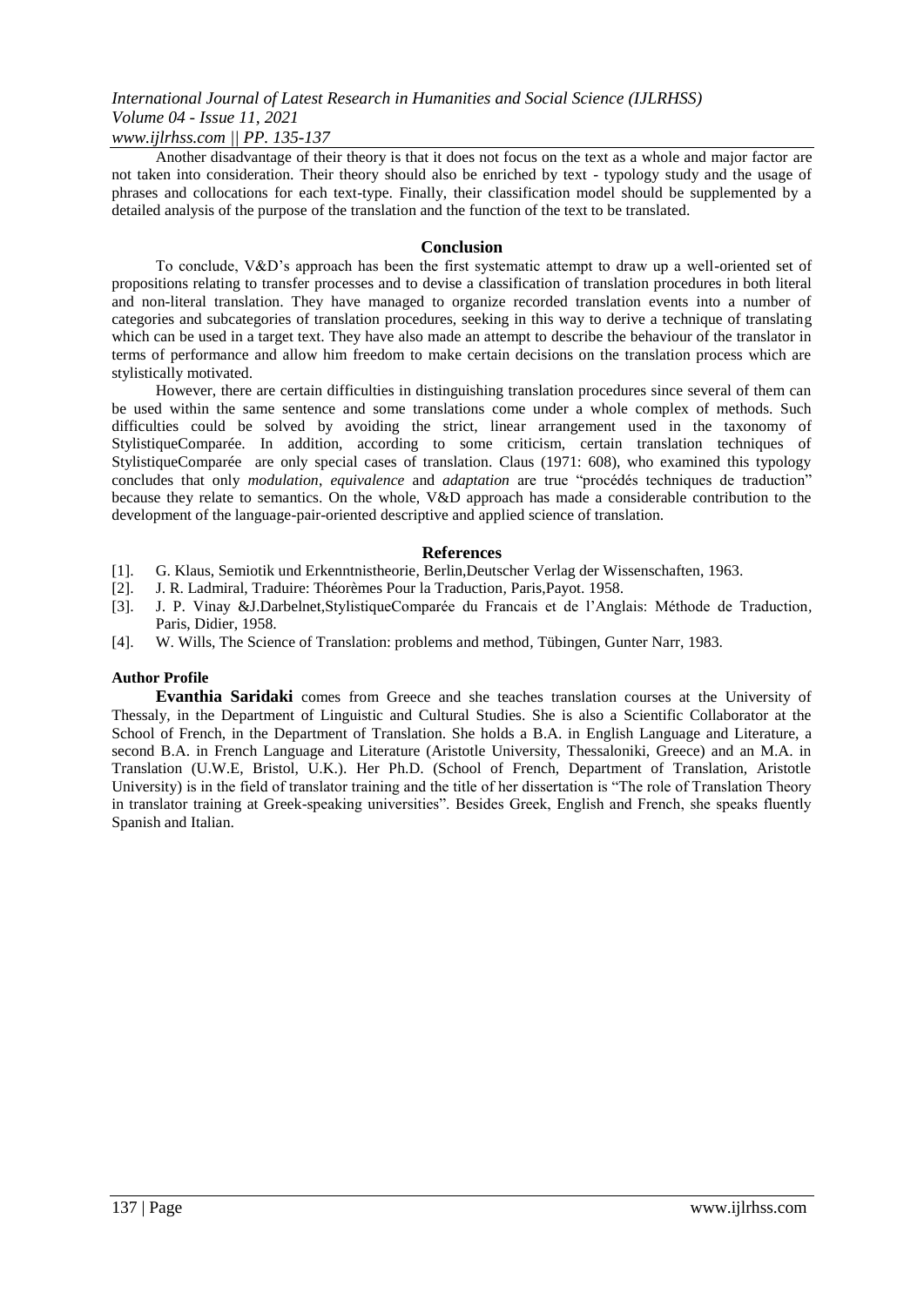Another disadvantage of their theory is that it does not focus on the text as a whole and major factor are not taken into consideration. Their theory should also be enriched by text - typology study and the usage of phrases and collocations for each text-type. Finally, their classification model should be supplemented by a detailed analysis of the purpose of the translation and the function of the text to be translated.

## Conclusion

To conclude, V&D's approach has been the first systematic attempt to draw up a well-oriented set of propositions relating to transfer processes and to devise a classification of translation procedures in both literal and non-literal translation. They have managed to organize recorded translation events into a number of categories and subcategories of translation procedures, seeking in this way to derive a technique of translating which can be used in a target text. They have also made an attempt to describe the behaviour of the translator in terms of performance and allow him freedom to make certain decisions on the translation process which are stylistically motivated.

However, there are certain difficulties in distinguishing translation procedures since several of them can be used within the same sentence and some translations come under a whole complex of methods. Such difficulties could be solved by avoiding the strict, linear arrangement used in the taxonomy of StylistiqueComparée. In addition, according to some criticism, certain translation techniques of StylistiqueComparée are only special cases of translation. Claus (1971: 608), who examined this typology concludes that only *modulation*, *equivalence* and *adaptation* are true "procédés techniques de traduction" because they relate to semantics. On the whole, V&D approach has made a considerable contribution to the development of the language-pair-oriented descriptive and applied science of translation.

## References

[1]. G. Klaus, Semiotik und Erkenntnistheorie, Berlin,Deutscher Verlag der Wissenschaften, 1963.

[2]. J. R. Ladmiral, Traduire: Théorèmes Pour la Traduction, Paris,Payot. 1958.

[3]. J. P. Vinay &J.Darbelnet,StylistiqueComparée du Francais et de l'Anglais: Méthode de Traduction, Paris, Didier, 1958.

[4]. W. Wills, The Science of Translation: problems and method, Tübingen, Gunter Narr, 1983.

**Author Profile**

**Evanthia Saridaki** comes from Greece and she teaches translation courses at the University of Thessaly, in the Department of Linguistic and Cultural Studies. She is also a Scientific Collaborator at the School of French, in the Department of Translation. She holds a B.A. in English Language and Literature, a second B.A. in French Language and Literature (Aristotle University, Thessaloniki, Greece) and an M.A. in Translation (U.W.E, Bristol, U.K.). Her Ph.D. (School of French, Department of Translation, Aristotle University) is in the field of translator training and the title of her dissertation is "The role of Translation Theory in translator training at Greek-speaking universities". Besides Greek, English and French, she speaks fluently Spanish and Italian.